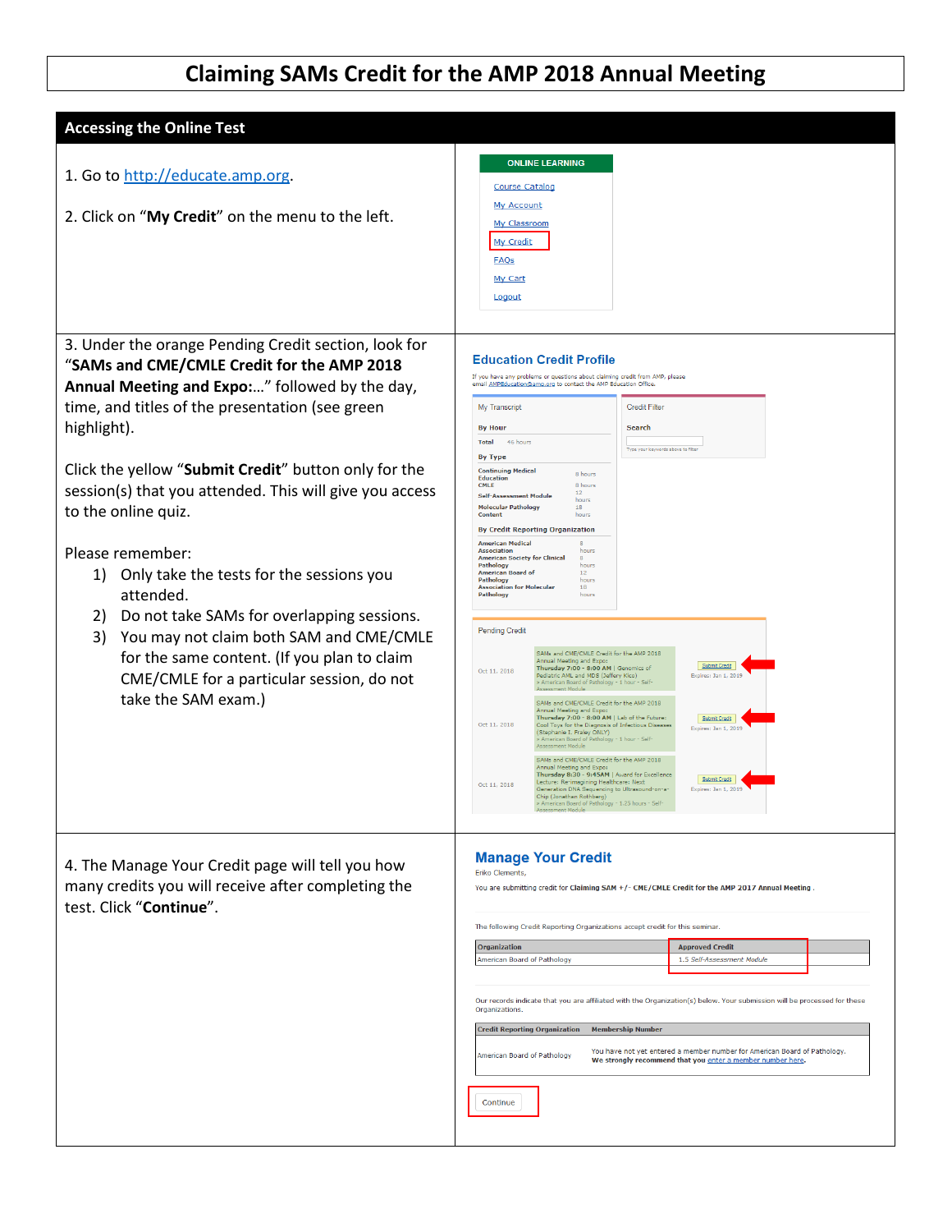# Claiming SAMs Credit for the AMP 2018 Annual Meeting

## Accessing the Online Test

1. Go to http://educate.amp.org.

2. Click on "**My Credit**" on the menu to the left.

ONLINE LEARNING

- Course Catalog
- My Account
- My Classroom
- My Credit
- FAQs
- My Cart
- Logout

3. Under the orange Pending Credit section, look for "**SAMs and CME/CMLE Credit for the AMP 2018 Annual Meeting and Expo:**…" followed by the day, time, and titles of the presentation (see green highlight).

Click the yellow "**Submit Credit**" button only for the session(s) that you attended. This will give you access to the online quiz.

Please remember:

1) Only take the tests for the sessions you attended.
2) Do not take SAMs for overlapping sessions.
3) You may not claim both SAM and CME/CMLE for the same content. (If you plan to claim CME/CMLE for a particular session, do not take the SAM exam.)

**Education Credit Profile**

If you have any problems or questions about claiming credit from AMP, please email AMPEducation@amp.org to contact the AMP Education Office.

My Transcript

By Hour

| Total | 46 hours |
|---|---|

By Type

| Continuing Medical Education | 8 hours |
|---|---|
| CMLE | 8 hours |
| Self-Assessment Module | 12 hours |
| Molecular Pathology Content | 18 hours |

By Credit Reporting Organization

| American Medical Association | 8 hours |
|---|---|
| American Society for Clinical Pathology | 8 hours |
| American Board of Pathology | 12 hours |
| Association for Molecular Pathology | 18 hours |

Credit Filter

Search

Type your keywords above to filter

Pending Credit

| | | | |
|---|---|---|---|
| Oct 11, 2018 | SAMs and CME/CMLE Credit for the AMP 2018 Annual Meeting and Expo: **Thursday 7:00 - 8:00 AM** \| Genomics of Pediatric AML and MDS (Jeffery Klco) » American Board of Pathology - 1 hour - Self-Assessment Module | Submit Credit | Expires: Jan 1, 2019 |
| Oct 11, 2018 | SAMs and CME/CMLE Credit for the AMP 2018 Annual Meeting and Expo: **Thursday 7:00 - 8:00 AM** \| Lab of the Future: Cool Toys for the Diagnosis of Infectious Diseases (Stephanie I. Fraley ONLY) » American Board of Pathology - 1 hour - Self-Assessment Module | Submit Credit | Expires: Jan 1, 2019 |
| Oct 11, 2018 | SAMs and CME/CMLE Credit for the AMP 2018 Annual Meeting and Expo: **Thursday 8:30 - 9:45AM** \| Award for Excellence Lecture: Re-imagining Healthcare: Next Generation DNA Sequencing to Ultrasound-on-a-Chip (Jonathan Rothberg) » American Board of Pathology - 1.25 hours - Self-Assessment Module | Submit Credit | Expires: Jan 1, 2019 |

4. The Manage Your Credit page will tell you how many credits you will receive after completing the test. Click "**Continue**".

**Manage Your Credit**

Eriko Clements,

You are submitting credit for **Claiming SAM +/- CME/CMLE Credit for the AMP 2017 Annual Meeting**.

The following Credit Reporting Organizations accept credit for this seminar.

| Organization | Approved Credit |
|---|---|
| American Board of Pathology | 1.5 *Self-Assessment Module* |

Our records indicate that you are affiliated with the Organization(s) below. Your submission will be processed for these Organizations.

| Credit Reporting Organization | Membership Number |
|---|---|
| American Board of Pathology | You have not yet entered a member number for American Board of Pathology. **We strongly recommend that you enter a member number here.** |

Continue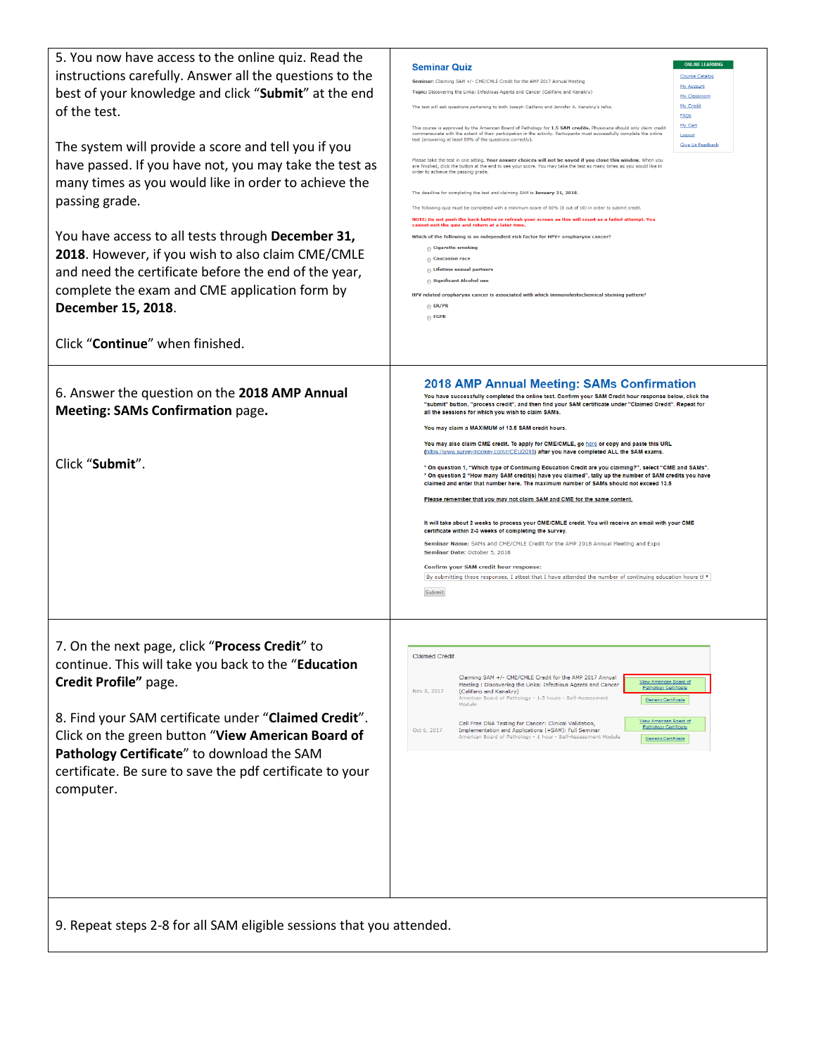| | |
|---|---|
| 5. You now have access to the online quiz. Read the instructions carefully. Answer all the questions to the best of your knowledge and click "**Submit**" at the end of the test.<br><br>The system will provide a score and tell you if you have passed. If you have not, you may take the test as many times as you would like in order to achieve the passing grade.<br><br>You have access to all tests through **December 31, 2018**. However, if you wish to also claim CME/CMLE and need the certificate before the end of the year, complete the exam and CME application form by **December 15, 2018**.<br><br>Click "**Continue**" when finished. | **Seminar Quiz**<br><br>**Seminar:** Claiming SAM +/- CME/CMLE Credit for the AMP 2017 Annual Meeting<br>**Topic:** Discovering the Links: Infectious Agents and Cancer (Califano and Kanakry)<br><br>The test will ask questions pertaining to both Joseph Califano and Jennifer A. Kanakry's talks.<br><br>This course is approved by the American Board of Pathology for **1.5 SAM credits.** Physicians should only claim credit commensurate with the extent of their participation in the activity. Participants must successfully complete the online test (answering at least 80% of the questions correctly).<br><br>Please take the test in one sitting. **Your answer choices will not be saved if you close this window.** When you are finished, click the button at the end to see your score. You may take the test as many times as you would like in order to achieve the passing grade.<br><br>The deadline for completing the test and claiming SAM is **January 31, 2018.**<br><br>The following quiz must be completed with a minimum score of 80% (8 out of 10) in order to submit credit.<br><br>**NOTE: Do not push the back button or refresh your screen as this will count as a failed attempt. You cannot exit the quiz and return at a later time.**<br><br>**Which of the following is an independent risk factor for HPV+ oropharynx cancer?**<br>Cigarette smoking<br>Caucasian race<br>Lifetime sexual partners<br>Significant Alcohol use<br><br>**HPV related oropharynx cancer is associated with which immunohistochemical staining pattern?**<br>ER/PR<br>EGFR<br><br>ONLINE LEARNING: Course Catalog, My Account, My Classroom, My Credit, FAQs, My Cart, Logout, Give Us Feedback |
| 6. Answer the question on the **2018 AMP Annual Meeting: SAMs Confirmation** page.<br><br>Click "**Submit**". | **2018 AMP Annual Meeting: SAMs Confirmation**<br><br>You have successfully completed the online test. Confirm your SAM Credit hour response below, click the "submit" button, "process credit", and then find your SAM certificate under "Claimed Credit". Repeat for all the sessions for which you wish to claim SAMs.<br><br>You may claim a MAXIMUM of 13.5 SAM credit hours.<br><br>You may also claim CME credit. To apply for CME/CMLE, go here or copy and paste this URL (https://www.surveymonkey.com/r/CEU2018) after you have completed ALL the SAM exams.<br><br>* On question 1, "Which type of Continuing Education Credit are you claiming?", select "CME and SAMs".<br>* On question 2 "How many SAM credit(s) have you claimed", tally up the number of SAM credits you have claimed and enter that number here. The maximum number of SAMs should not exceed 13.5<br><br>Please remember that you may not claim SAM and CME for the same content.<br><br>It will take about 2 weeks to process your CME/CMLE credit. You will receive an email with your CME certificate within 2-3 weeks of completing the survey.<br><br>**Seminar Name:** SAMs and CME/CMLE Credit for the AMP 2018 Annual Meeting and Expo<br>**Seminar Date:** October 5, 2018<br><br>**Confirm your SAM credit hour response:**<br>By submitting these responses, I attest that I have attended the number of continuing education hours t<br><br>Submit |
| 7. On the next page, click "**Process Credit**" to continue. This will take you back to the "**Education Credit Profile"** page.<br><br>8. Find your SAM certificate under "**Claimed Credit**". Click on the green button "**View American Board of Pathology Certificate**" to download the SAM certificate. Be sure to save the pdf certificate to your computer. | Claimed Credit<br><br>Nov 8, 2017 — Claiming SAM +/- CME/CMLE Credit for the AMP 2017 Annual Meeting : Discovering the Links: Infectious Agents and Cancer (Califano and Kanakry) — American Board of Pathology - 1.5 hours - Self-Assessment Module — View American Board of Pathology Certificate / Generic Certificate<br><br>Oct 6, 2017 — Cell Free DNA Testing for Cancer: Clinical Validation, Implementation and Applications (+SAM): Full Seminar — American Board of Pathology - 1 hour - Self-Assessment Module — View American Board of Pathology Certificate / Generic Certificate |
| 9. Repeat steps 2-8 for all SAM eligible sessions that you attended. | |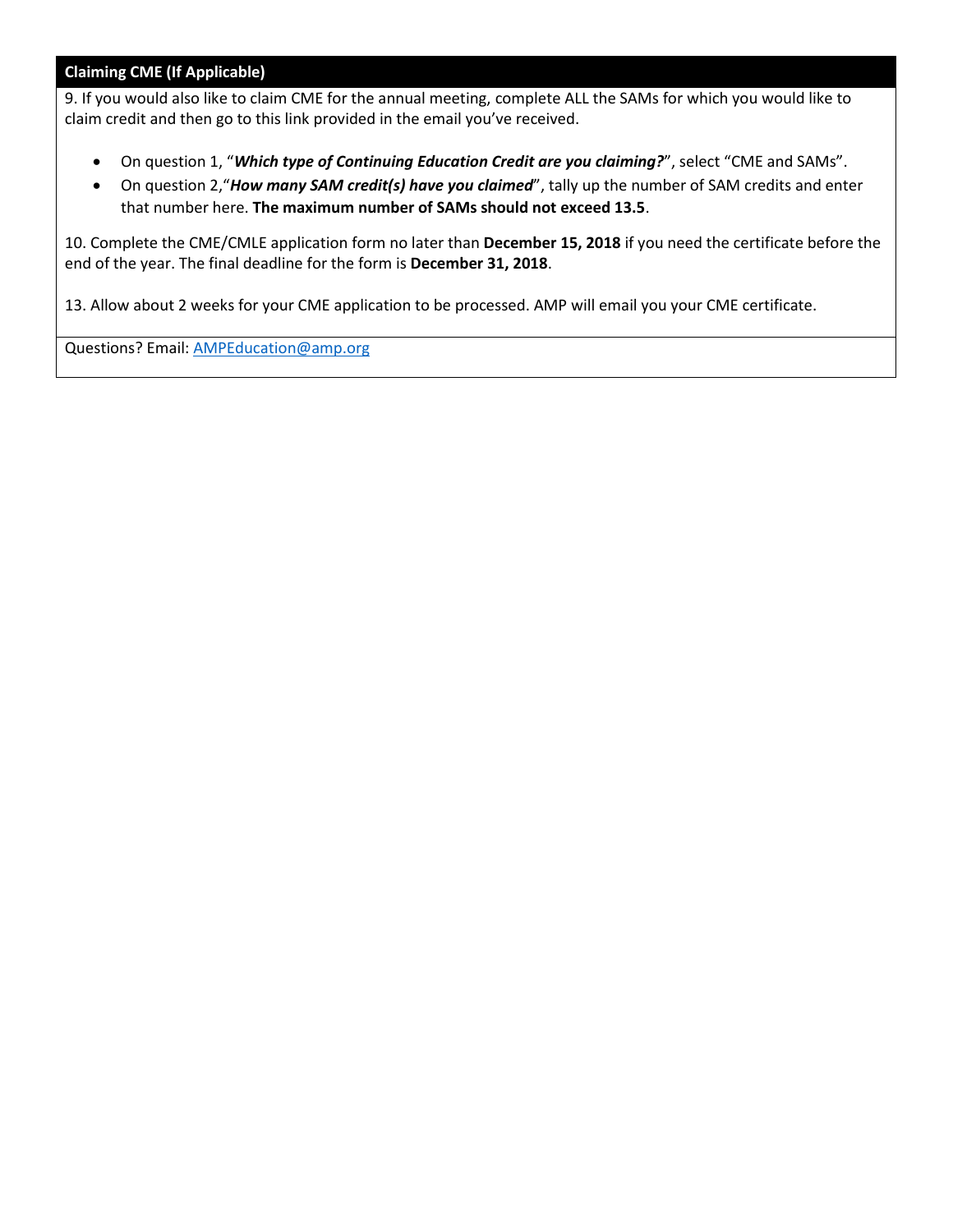## Claiming CME (If Applicable)

9. If you would also like to claim CME for the annual meeting, complete ALL the SAMs for which you would like to claim credit and then go to this link provided in the email you've received.

- On question 1, "***Which type of Continuing Education Credit are you claiming?***", select "CME and SAMs".
- On question 2,"***How many SAM credit(s) have you claimed***", tally up the number of SAM credits and enter that number here. **The maximum number of SAMs should not exceed 13.5**.

10. Complete the CME/CMLE application form no later than **December 15, 2018** if you need the certificate before the end of the year. The final deadline for the form is **December 31, 2018**.

13. Allow about 2 weeks for your CME application to be processed. AMP will email you your CME certificate.

Questions? Email: AMPEducation@amp.org